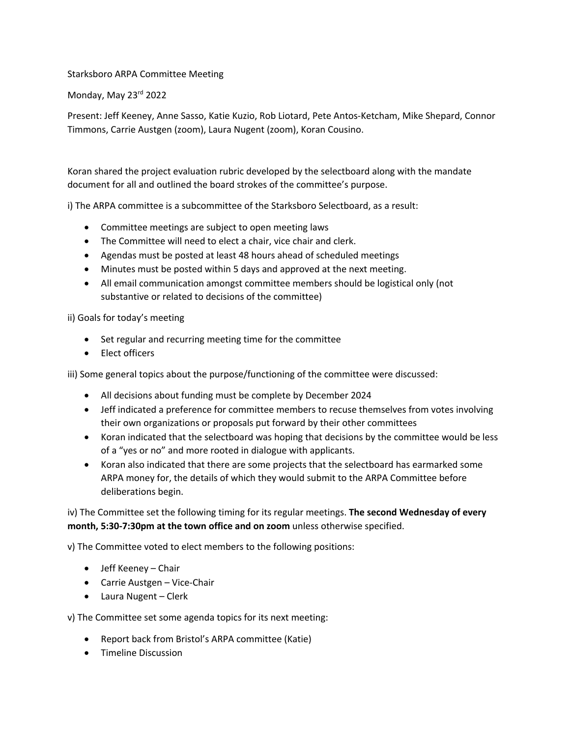Starksboro ARPA Committee Meeting

Monday, May 23rd 2022

Present: Jeff Keeney, Anne Sasso, Katie Kuzio, Rob Liotard, Pete Antos-Ketcham, Mike Shepard, Connor Timmons, Carrie Austgen (zoom), Laura Nugent (zoom), Koran Cousino.

Koran shared the project evaluation rubric developed by the selectboard along with the mandate document for all and outlined the board strokes of the committee's purpose.

i) The ARPA committee is a subcommittee of the Starksboro Selectboard, as a result:

- Committee meetings are subject to open meeting laws
- The Committee will need to elect a chair, vice chair and clerk.
- Agendas must be posted at least 48 hours ahead of scheduled meetings
- Minutes must be posted within 5 days and approved at the next meeting.
- All email communication amongst committee members should be logistical only (not substantive or related to decisions of the committee)

ii) Goals for today's meeting

- Set regular and recurring meeting time for the committee
- Elect officers

iii) Some general topics about the purpose/functioning of the committee were discussed:

- All decisions about funding must be complete by December 2024
- Jeff indicated a preference for committee members to recuse themselves from votes involving their own organizations or proposals put forward by their other committees
- Koran indicated that the selectboard was hoping that decisions by the committee would be less of a "yes or no" and more rooted in dialogue with applicants.
- Koran also indicated that there are some projects that the selectboard has earmarked some ARPA money for, the details of which they would submit to the ARPA Committee before deliberations begin.

iv) The Committee set the following timing for its regular meetings. **The second Wednesday of every month, 5:30-7:30pm at the town office and on zoom** unless otherwise specified.

v) The Committee voted to elect members to the following positions:

- Jeff Keeney – Chair
- Carrie Austgen – Vice-Chair
- Laura Nugent – Clerk

v) The Committee set some agenda topics for its next meeting:

- Report back from Bristol's ARPA committee (Katie)
- Timeline Discussion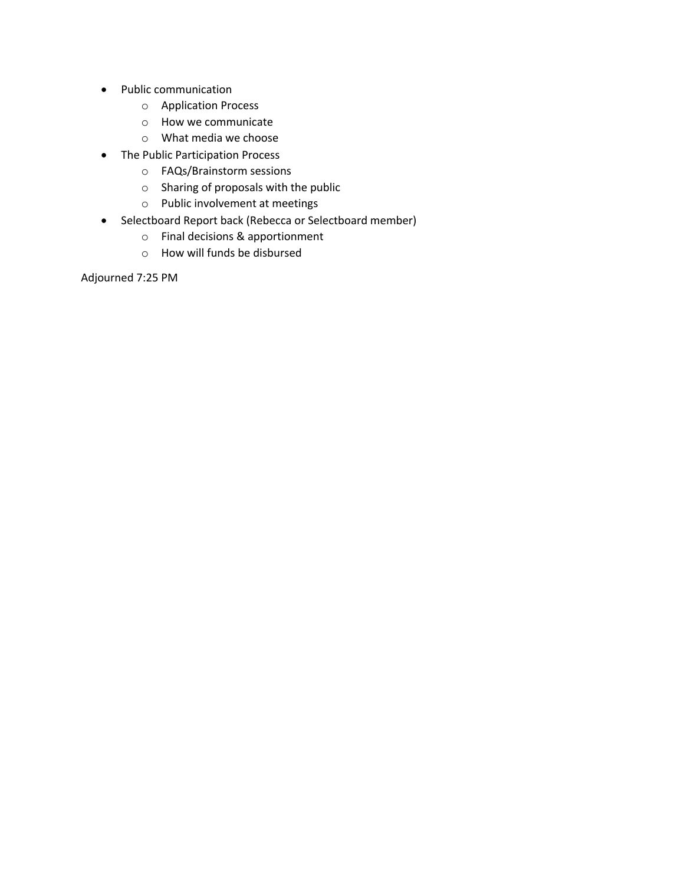- Public communication
  - Application Process
  - How we communicate
  - What media we choose
- The Public Participation Process
  - FAQs/Brainstorm sessions
  - Sharing of proposals with the public
  - Public involvement at meetings
- Selectboard Report back (Rebecca or Selectboard member)
  - Final decisions & apportionment
  - How will funds be disbursed

Adjourned 7:25 PM